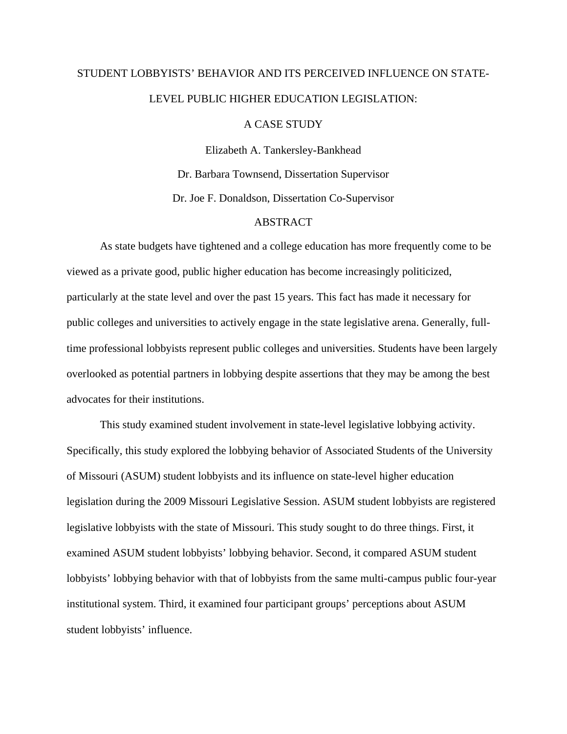# STUDENT LOBBYISTS' BEHAVIOR AND ITS PERCEIVED INFLUENCE ON STATE-LEVEL PUBLIC HIGHER EDUCATION LEGISLATION: A CASE STUDY

Elizabeth A. Tankersley-Bankhead

Dr. Barbara Townsend, Dissertation Supervisor

Dr. Joe F. Donaldson, Dissertation Co-Supervisor

## ABSTRACT

As state budgets have tightened and a college education has more frequently come to be viewed as a private good, public higher education has become increasingly politicized, particularly at the state level and over the past 15 years. This fact has made it necessary for public colleges and universities to actively engage in the state legislative arena. Generally, full-time professional lobbyists represent public colleges and universities. Students have been largely overlooked as potential partners in lobbying despite assertions that they may be among the best advocates for their institutions.

This study examined student involvement in state-level legislative lobbying activity. Specifically, this study explored the lobbying behavior of Associated Students of the University of Missouri (ASUM) student lobbyists and its influence on state-level higher education legislation during the 2009 Missouri Legislative Session. ASUM student lobbyists are registered legislative lobbyists with the state of Missouri. This study sought to do three things. First, it examined ASUM student lobbyists' lobbying behavior. Second, it compared ASUM student lobbyists' lobbying behavior with that of lobbyists from the same multi-campus public four-year institutional system. Third, it examined four participant groups' perceptions about ASUM student lobbyists' influence.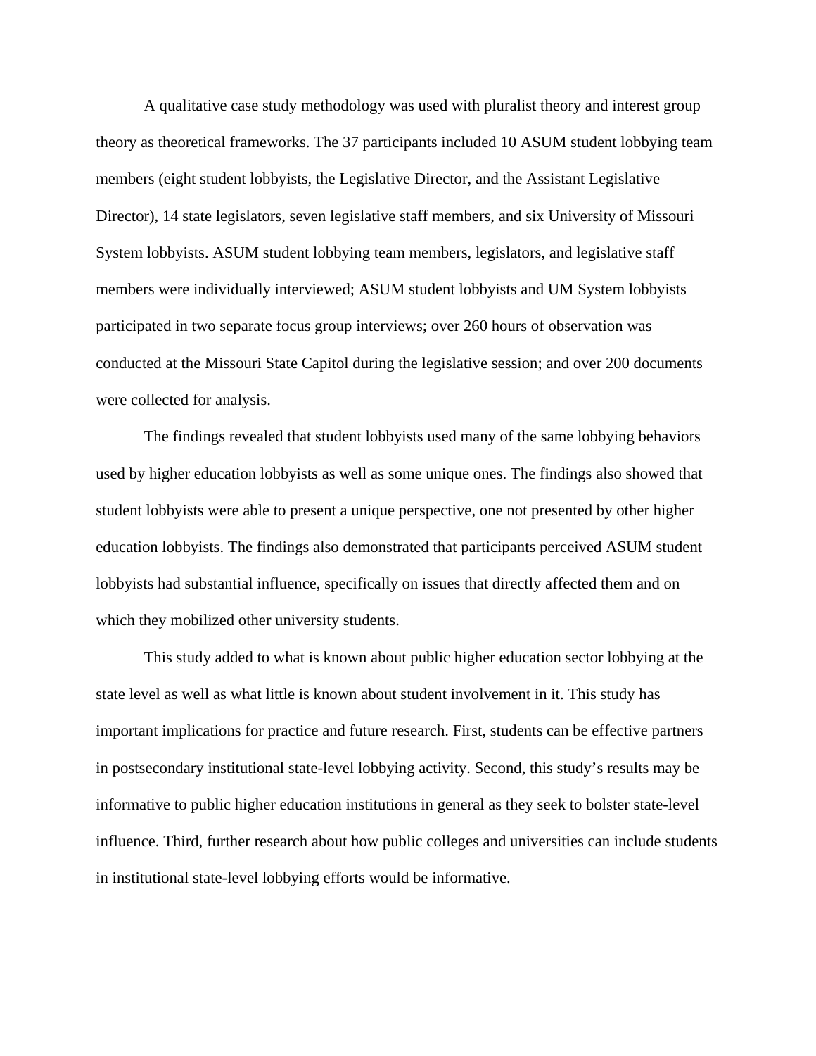A qualitative case study methodology was used with pluralist theory and interest group theory as theoretical frameworks. The 37 participants included 10 ASUM student lobbying team members (eight student lobbyists, the Legislative Director, and the Assistant Legislative Director), 14 state legislators, seven legislative staff members, and six University of Missouri System lobbyists. ASUM student lobbying team members, legislators, and legislative staff members were individually interviewed; ASUM student lobbyists and UM System lobbyists participated in two separate focus group interviews; over 260 hours of observation was conducted at the Missouri State Capitol during the legislative session; and over 200 documents were collected for analysis.

The findings revealed that student lobbyists used many of the same lobbying behaviors used by higher education lobbyists as well as some unique ones. The findings also showed that student lobbyists were able to present a unique perspective, one not presented by other higher education lobbyists. The findings also demonstrated that participants perceived ASUM student lobbyists had substantial influence, specifically on issues that directly affected them and on which they mobilized other university students.

This study added to what is known about public higher education sector lobbying at the state level as well as what little is known about student involvement in it. This study has important implications for practice and future research. First, students can be effective partners in postsecondary institutional state-level lobbying activity. Second, this study's results may be informative to public higher education institutions in general as they seek to bolster state-level influence. Third, further research about how public colleges and universities can include students in institutional state-level lobbying efforts would be informative.